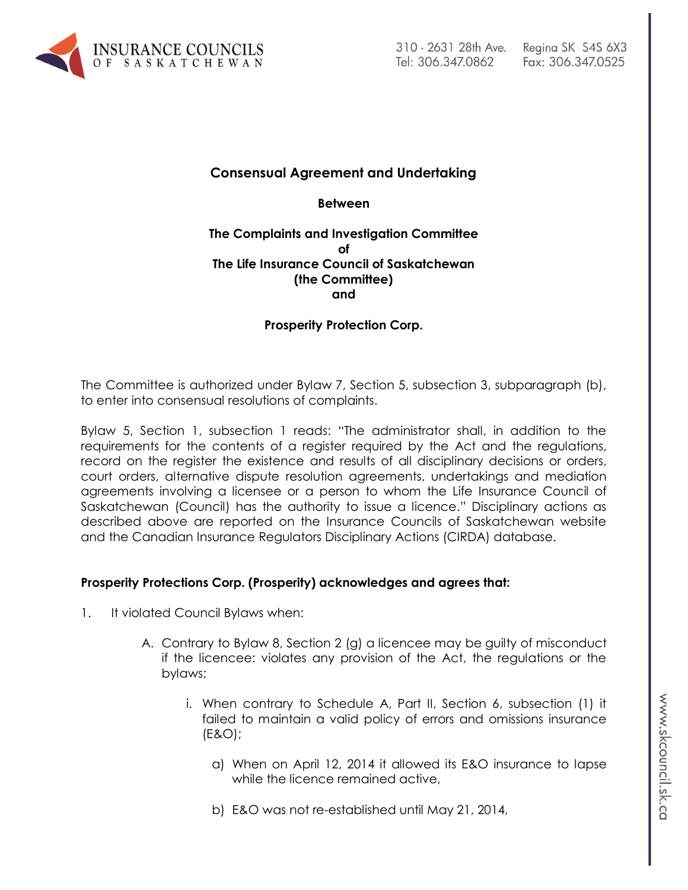**Consensual Agreement and Undertaking**

**Between**

**The Complaints and Investigation Committee**
**of**
**The Life Insurance Council of Saskatchewan**
**(the Committee)**
**and**

**Prosperity Protection Corp.**

The Committee is authorized under Bylaw 7, Section 5, subsection 3, subparagraph (b), to enter into consensual resolutions of complaints.

Bylaw 5, Section 1, subsection 1 reads: "The administrator shall, in addition to the requirements for the contents of a register required by the Act and the regulations, record on the register the existence and results of all disciplinary decisions or orders, court orders, alternative dispute resolution agreements, undertakings and mediation agreements involving a licensee or a person to whom the Life Insurance Council of Saskatchewan (Council) has the authority to issue a licence." Disciplinary actions as described above are reported on the Insurance Councils of Saskatchewan website and the Canadian Insurance Regulators Disciplinary Actions (CIRDA) database.

**Prosperity Protections Corp. (Prosperity) acknowledges and agrees that:**

1. It violated Council Bylaws when:

   A. Contrary to Bylaw 8, Section 2 (g) a licencee may be guilty of misconduct if the licencee: violates any provision of the Act, the regulations or the bylaws;

      i. When contrary to Schedule A, Part II, Section 6, subsection (1) it failed to maintain a valid policy of errors and omissions insurance (E&O);

         a) When on April 12, 2014 it allowed its E&O insurance to lapse while the licence remained active,

         b) E&O was not re-established until May 21, 2014,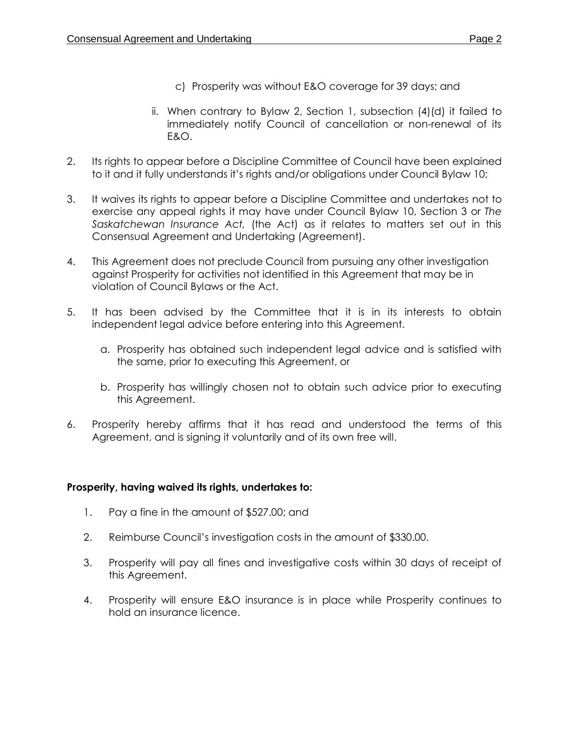c) Prosperity was without E&O coverage for 39 days; and

ii. When contrary to Bylaw 2, Section 1, subsection (4)(d) it failed to immediately notify Council of cancellation or non-renewal of its E&O.

2. Its rights to appear before a Discipline Committee of Council have been explained to it and it fully understands it's rights and/or obligations under Council Bylaw 10;

3. It waives its rights to appear before a Discipline Committee and undertakes not to exercise any appeal rights it may have under Council Bylaw 10, Section 3 or *The Saskatchewan Insurance Act,* (the Act) as it relates to matters set out in this Consensual Agreement and Undertaking (Agreement).

4. This Agreement does not preclude Council from pursuing any other investigation against Prosperity for activities not identified in this Agreement that may be in violation of Council Bylaws or the Act.

5. It has been advised by the Committee that it is in its interests to obtain independent legal advice before entering into this Agreement.

   a. Prosperity has obtained such independent legal advice and is satisfied with the same, prior to executing this Agreement, or

   b. Prosperity has willingly chosen not to obtain such advice prior to executing this Agreement.

6. Prosperity hereby affirms that it has read and understood the terms of this Agreement, and is signing it voluntarily and of its own free will.

**Prosperity, having waived its rights, undertakes to:**

1. Pay a fine in the amount of $527.00; and

2. Reimburse Council's investigation costs in the amount of $330.00.

3. Prosperity will pay all fines and investigative costs within 30 days of receipt of this Agreement.

4. Prosperity will ensure E&O insurance is in place while Prosperity continues to hold an insurance licence.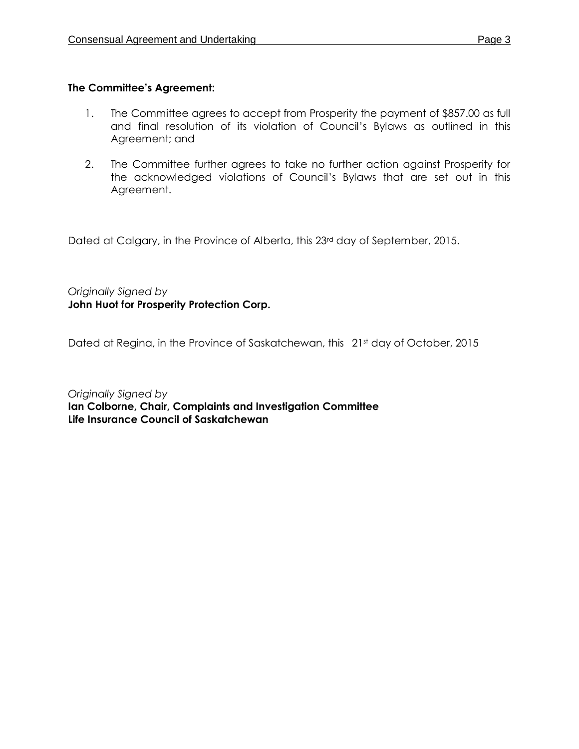**The Committee's Agreement:**

1. The Committee agrees to accept from Prosperity the payment of $857.00 as full and final resolution of its violation of Council's Bylaws as outlined in this Agreement; and

2. The Committee further agrees to take no further action against Prosperity for the acknowledged violations of Council's Bylaws that are set out in this Agreement.

Dated at Calgary, in the Province of Alberta, this 23rd day of September, 2015.

*Originally Signed by*
**John Huot for Prosperity Protection Corp.**

Dated at Regina, in the Province of Saskatchewan, this 21st day of October, 2015

*Originally Signed by*
**Ian Colborne, Chair, Complaints and Investigation Committee**
**Life Insurance Council of Saskatchewan**